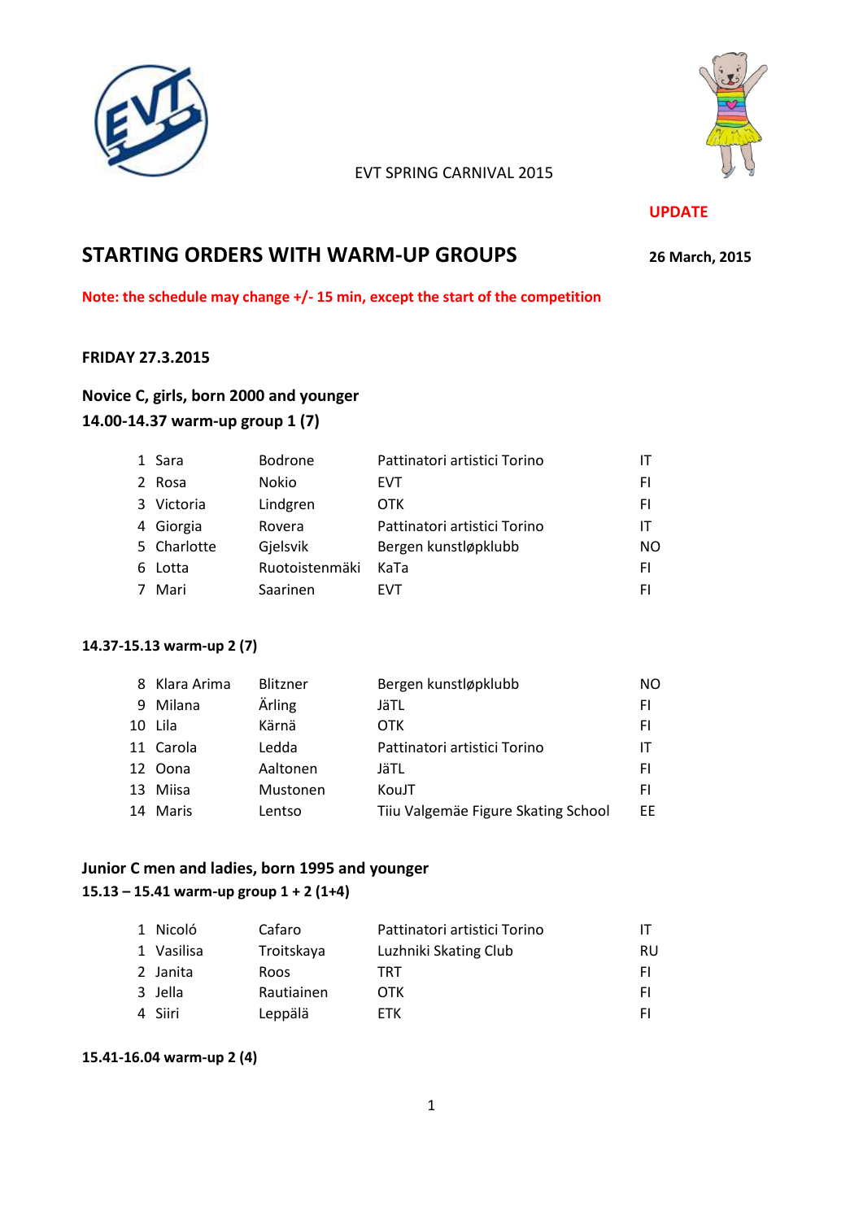EVT SPRING CARNIVAL 2015

**UPDATE**

# STARTING ORDERS WITH WARM-UP GROUPS

**26 March, 2015**

**Note: the schedule may change +/- 15 min, except the start of the competition**

## FRIDAY 27.3.2015

### Novice C, girls, born 2000 and younger

**14.00-14.37 warm-up group 1 (7)**

| | | | | |
|---|---|---|---|---|
| 1 | Sara | Bodrone | Pattinatori artistici Torino | IT |
| 2 | Rosa | Nokio | EVT | FI |
| 3 | Victoria | Lindgren | OTK | FI |
| 4 | Giorgia | Rovera | Pattinatori artistici Torino | IT |
| 5 | Charlotte | Gjelsvik | Bergen kunstløpklubb | NO |
| 6 | Lotta | Ruotoistenmäki | KaTa | FI |
| 7 | Mari | Saarinen | EVT | FI |

**14.37-15.13 warm-up 2 (7)**

| | | | | |
|---|---|---|---|---|
| 8 | Klara Arima | Blitzner | Bergen kunstløpklubb | NO |
| 9 | Milana | Ärling | JäTL | FI |
| 10 | Lila | Kärnä | OTK | FI |
| 11 | Carola | Ledda | Pattinatori artistici Torino | IT |
| 12 | Oona | Aaltonen | JäTL | FI |
| 13 | Miisa | Mustonen | KouJT | FI |
| 14 | Maris | Lentso | Tiiu Valgemäe Figure Skating School | EE |

### Junior C men and ladies, born 1995 and younger

**15.13 – 15.41 warm-up group 1 + 2 (1+4)**

| | | | | |
|---|---|---|---|---|
| 1 | Nicoló | Cafaro | Pattinatori artistici Torino | IT |
| 1 | Vasilisa | Troitskaya | Luzhniki Skating Club | RU |
| 2 | Janita | Roos | TRT | FI |
| 3 | Jella | Rautiainen | OTK | FI |
| 4 | Siiri | Leppälä | ETK | FI |

**15.41-16.04 warm-up 2 (4)**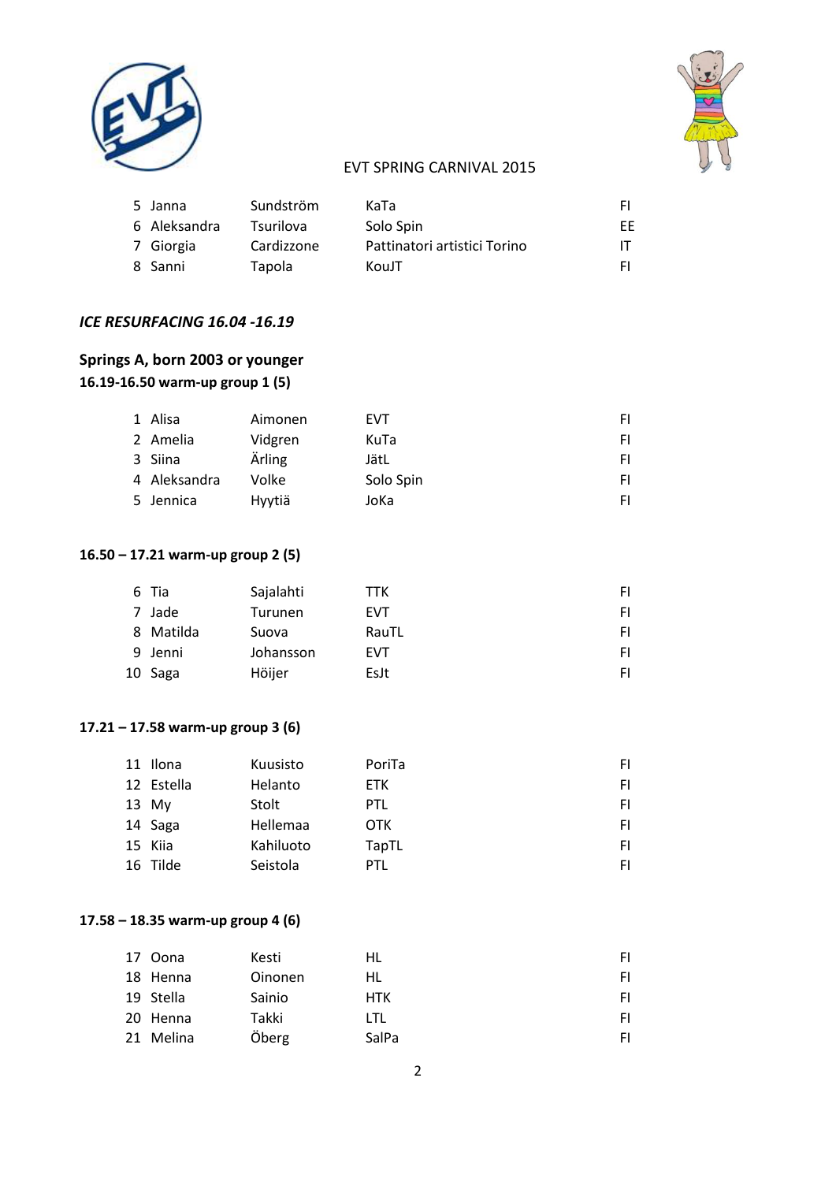| | | | | |
|---|---|---|---|---|
| 5 | Janna | Sundström | KaTa | FI |
| 6 | Aleksandra | Tsurilova | Solo Spin | EE |
| 7 | Giorgia | Cardizzone | Pattinatori artistici Torino | IT |
| 8 | Sanni | Tapola | KouJT | FI |

***ICE RESURFACING 16.04 -16.19***

**Springs A, born 2003 or younger**

**16.19-16.50 warm-up group 1 (5)**

| | | | | |
|---|---|---|---|---|
| 1 | Alisa | Aimonen | EVT | FI |
| 2 | Amelia | Vidgren | KuTa | FI |
| 3 | Siina | Ärling | JätL | FI |
| 4 | Aleksandra | Volke | Solo Spin | FI |
| 5 | Jennica | Hyytiä | JoKa | FI |

**16.50 – 17.21 warm-up group 2 (5)**

| | | | | |
|---|---|---|---|---|
| 6 | Tia | Sajalahti | TTK | FI |
| 7 | Jade | Turunen | EVT | FI |
| 8 | Matilda | Suova | RauTL | FI |
| 9 | Jenni | Johansson | EVT | FI |
| 10 | Saga | Höijer | EsJt | FI |

**17.21 – 17.58 warm-up group 3 (6)**

| | | | | |
|---|---|---|---|---|
| 11 | Ilona | Kuusisto | PoriTa | FI |
| 12 | Estella | Helanto | ETK | FI |
| 13 | My | Stolt | PTL | FI |
| 14 | Saga | Hellemaa | OTK | FI |
| 15 | Kiia | Kahiluoto | TapTL | FI |
| 16 | Tilde | Seistola | PTL | FI |

**17.58 – 18.35 warm-up group 4 (6)**

| | | | | |
|---|---|---|---|---|
| 17 | Oona | Kesti | HL | FI |
| 18 | Henna | Oinonen | HL | FI |
| 19 | Stella | Sainio | HTK | FI |
| 20 | Henna | Takki | LTL | FI |
| 21 | Melina | Öberg | SalPa | FI |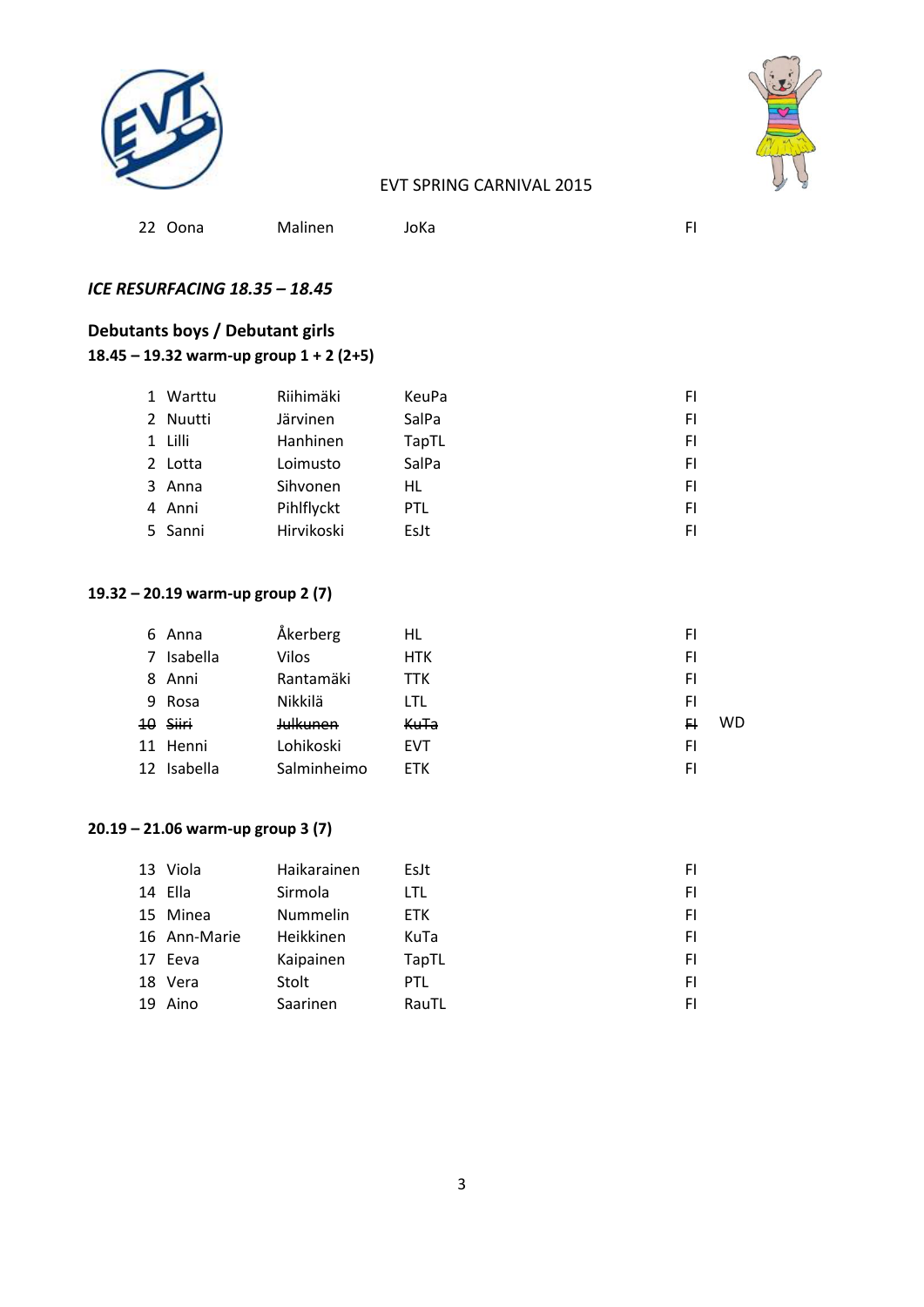EVT SPRING CARNIVAL 2015

| | | | | | |
|---|---|---|---|---|---|
| 22 | Oona | Malinen | JoKa | FI | |

***ICE RESURFACING 18.35 – 18.45***

**Debutants boys / Debutant girls**
**18.45 – 19.32 warm-up group 1 + 2 (2+5)**

| | | | | | |
|---|---|---|---|---|---|
| 1 | Warttu | Riihimäki | KeuPa | FI | |
| 2 | Nuutti | Järvinen | SalPa | FI | |
| 1 | Lilli | Hanhinen | TapTL | FI | |
| 2 | Lotta | Loimusto | SalPa | FI | |
| 3 | Anna | Sihvonen | HL | FI | |
| 4 | Anni | Pihlflyckt | PTL | FI | |
| 5 | Sanni | Hirvikoski | EsJt | FI | |

**19.32 – 20.19 warm-up group 2 (7)**

| | | | | | |
|---|---|---|---|---|---|
| 6 | Anna | Åkerberg | HL | FI | |
| 7 | Isabella | Vilos | HTK | FI | |
| 8 | Anni | Rantamäki | TTK | FI | |
| 9 | Rosa | Nikkilä | LTL | FI | |
| ~~10~~ | ~~Siiri~~ | ~~Julkunen~~ | ~~KuTa~~ | ~~FI~~ | WD |
| 11 | Henni | Lohikoski | EVT | FI | |
| 12 | Isabella | Salminheimo | ETK | FI | |

**20.19 – 21.06 warm-up group 3 (7)**

| | | | | | |
|---|---|---|---|---|---|
| 13 | Viola | Haikarainen | EsJt | FI | |
| 14 | Ella | Sirmola | LTL | FI | |
| 15 | Minea | Nummelin | ETK | FI | |
| 16 | Ann-Marie | Heikkinen | KuTa | FI | |
| 17 | Eeva | Kaipainen | TapTL | FI | |
| 18 | Vera | Stolt | PTL | FI | |
| 19 | Aino | Saarinen | RauTL | FI | |